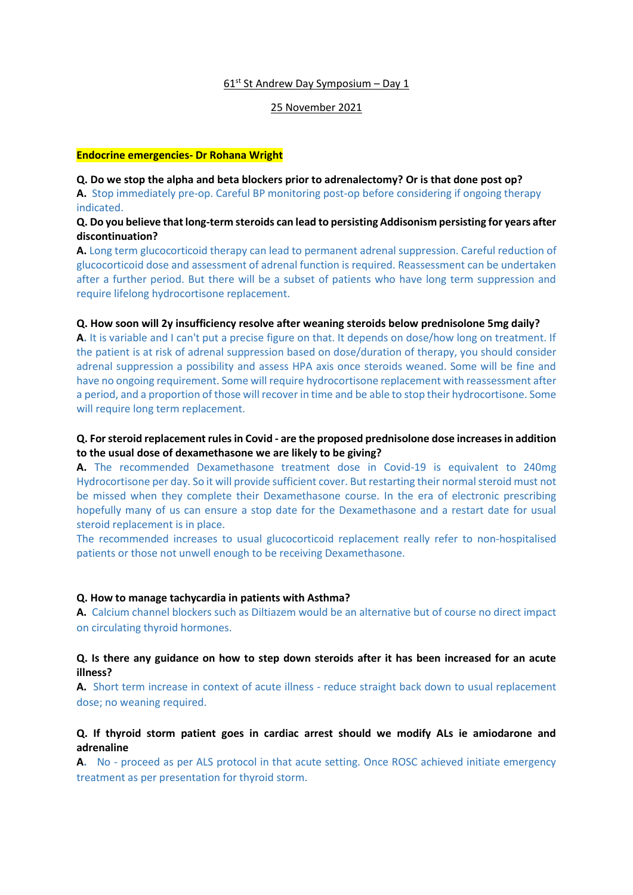61[st] St Andrew Day Symposium – Day 1

25 November 2021

**Endocrine emergencies- Dr Rohana Wright**

**Q. Do we stop the alpha and beta blockers prior to adrenalectomy? Or is that done post op?**
**A.** Stop immediately pre-op. Careful BP monitoring post-op before considering if ongoing therapy indicated.

**Q. Do you believe that long-term steroids can lead to persisting Addisonism persisting for years after discontinuation?**
**A.** Long term glucocorticoid therapy can lead to permanent adrenal suppression. Careful reduction of glucocorticoid dose and assessment of adrenal function is required. Reassessment can be undertaken after a further period. But there will be a subset of patients who have long term suppression and require lifelong hydrocortisone replacement.

**Q. How soon will 2y insufficiency resolve after weaning steroids below prednisolone 5mg daily?**
**A.** It is variable and I can't put a precise figure on that. It depends on dose/how long on treatment. If the patient is at risk of adrenal suppression based on dose/duration of therapy, you should consider adrenal suppression a possibility and assess HPA axis once steroids weaned. Some will be fine and have no ongoing requirement. Some will require hydrocortisone replacement with reassessment after a period, and a proportion of those will recover in time and be able to stop their hydrocortisone. Some will require long term replacement.

**Q. For steroid replacement rules in Covid - are the proposed prednisolone dose increases in addition to the usual dose of dexamethasone we are likely to be giving?**
**A.** The recommended Dexamethasone treatment dose in Covid-19 is equivalent to 240mg Hydrocortisone per day. So it will provide sufficient cover. But restarting their normal steroid must not be missed when they complete their Dexamethasone course. In the era of electronic prescribing hopefully many of us can ensure a stop date for the Dexamethasone and a restart date for usual steroid replacement is in place.
The recommended increases to usual glucocorticoid replacement really refer to non-hospitalised patients or those not unwell enough to be receiving Dexamethasone.

**Q. How to manage tachycardia in patients with Asthma?**
**A.** Calcium channel blockers such as Diltiazem would be an alternative but of course no direct impact on circulating thyroid hormones.

**Q. Is there any guidance on how to step down steroids after it has been increased for an acute illness?**
**A.** Short term increase in context of acute illness - reduce straight back down to usual replacement dose; no weaning required.

**Q. If thyroid storm patient goes in cardiac arrest should we modify ALs ie amiodarone and adrenaline**
**A.** No - proceed as per ALS protocol in that acute setting. Once ROSC achieved initiate emergency treatment as per presentation for thyroid storm.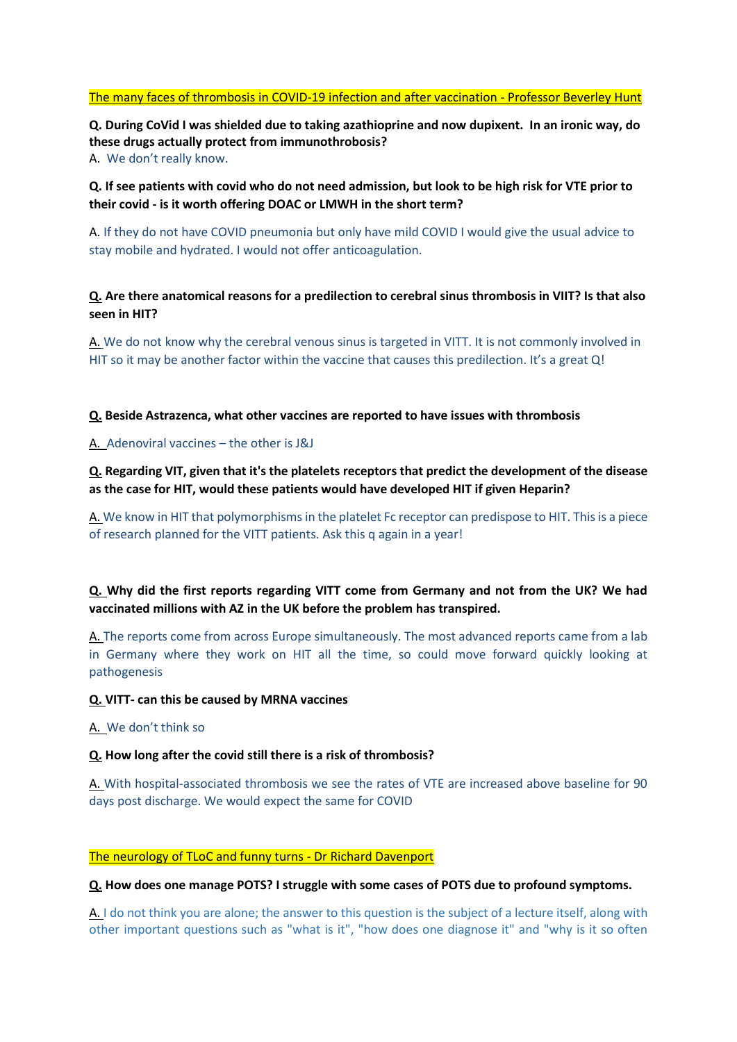The many faces of thrombosis in COVID-19 infection and after vaccination - Professor Beverley Hunt

**Q. During CoVid I was shielded due to taking azathioprine and now dupixent. In an ironic way, do these drugs actually protect from immunothrombosis?**

A. We don't really know.

**Q. If see patients with covid who do not need admission, but look to be high risk for VTE prior to their covid - is it worth offering DOAC or LMWH in the short term?**

A. If they do not have COVID pneumonia but only have mild COVID I would give the usual advice to stay mobile and hydrated. I would not offer anticoagulation.

**Q. Are there anatomical reasons for a predilection to cerebral sinus thrombosis in VIIT? Is that also seen in HIT?**

A. We do not know why the cerebral venous sinus is targeted in VITT. It is not commonly involved in HIT so it may be another factor within the vaccine that causes this predilection. It's a great Q!

**Q. Beside Astrazenca, what other vaccines are reported to have issues with thrombosis**

A. Adenoviral vaccines – the other is J&J

**Q. Regarding VIT, given that it's the platelets receptors that predict the development of the disease as the case for HIT, would these patients would have developed HIT if given Heparin?**

A. We know in HIT that polymorphisms in the platelet Fc receptor can predispose to HIT. This is a piece of research planned for the VITT patients. Ask this q again in a year!

**Q. Why did the first reports regarding VITT come from Germany and not from the UK? We had vaccinated millions with AZ in the UK before the problem has transpired.**

A. The reports come from across Europe simultaneously. The most advanced reports came from a lab in Germany where they work on HIT all the time, so could move forward quickly looking at pathogenesis

**Q. VITT- can this be caused by MRNA vaccines**

A. We don't think so

**Q. How long after the covid still there is a risk of thrombosis?**

A. With hospital-associated thrombosis we see the rates of VTE are increased above baseline for 90 days post discharge. We would expect the same for COVID

The neurology of TLoC and funny turns - Dr Richard Davenport

**Q. How does one manage POTS? I struggle with some cases of POTS due to profound symptoms.**

A. I do not think you are alone; the answer to this question is the subject of a lecture itself, along with other important questions such as "what is it", "how does one diagnose it" and "why is it so often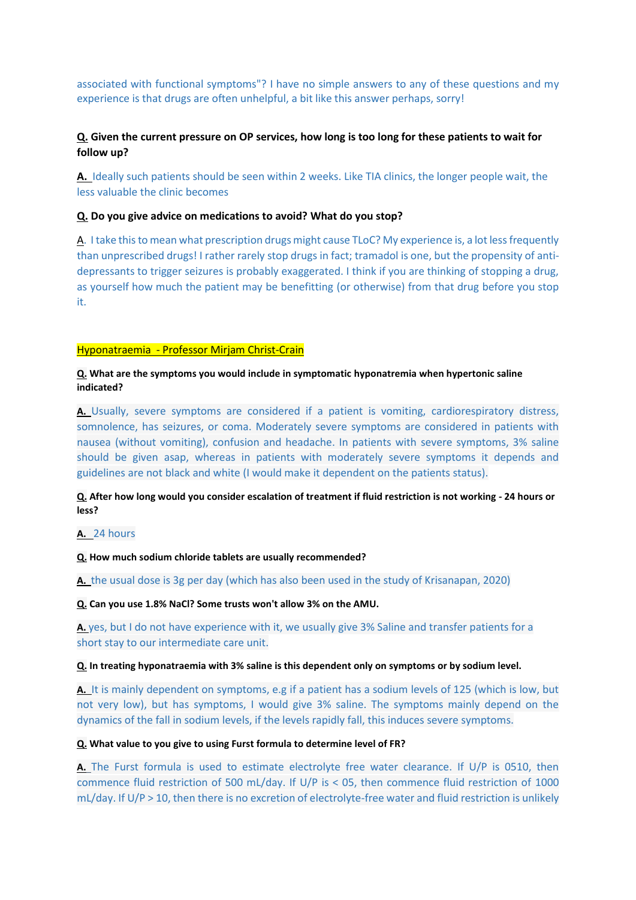associated with functional symptoms"? I have no simple answers to any of these questions and my experience is that drugs are often unhelpful, a bit like this answer perhaps, sorry!

**Q. Given the current pressure on OP services, how long is too long for these patients to wait for follow up?**

**A.** Ideally such patients should be seen within 2 weeks. Like TIA clinics, the longer people wait, the less valuable the clinic becomes

**Q. Do you give advice on medications to avoid? What do you stop?**

A. I take this to mean what prescription drugs might cause TLoC? My experience is, a lot less frequently than unprescribed drugs! I rather rarely stop drugs in fact; tramadol is one, but the propensity of anti-depressants to trigger seizures is probably exaggerated. I think if you are thinking of stopping a drug, as yourself how much the patient may be benefitting (or otherwise) from that drug before you stop it.

## Hyponatraemia - Professor Mirjam Christ-Crain

**Q. What are the symptoms you would include in symptomatic hyponatremia when hypertonic saline indicated?**

**A.** Usually, severe symptoms are considered if a patient is vomiting, cardiorespiratory distress, somnolence, has seizures, or coma. Moderately severe symptoms are considered in patients with nausea (without vomiting), confusion and headache. In patients with severe symptoms, 3% saline should be given asap, whereas in patients with moderately severe symptoms it depends and guidelines are not black and white (I would make it dependent on the patients status).

**Q. After how long would you consider escalation of treatment if fluid restriction is not working - 24 hours or less?**

**A.** 24 hours

**Q. How much sodium chloride tablets are usually recommended?**

**A.** the usual dose is 3g per day (which has also been used in the study of Krisanapan, 2020)

**Q. Can you use 1.8% NaCl? Some trusts won't allow 3% on the AMU.**

**A.** yes, but I do not have experience with it, we usually give 3% Saline and transfer patients for a short stay to our intermediate care unit.

**Q. In treating hyponatraemia with 3% saline is this dependent only on symptoms or by sodium level.**

**A.** It is mainly dependent on symptoms, e.g if a patient has a sodium levels of 125 (which is low, but not very low), but has symptoms, I would give 3% saline. The symptoms mainly depend on the dynamics of the fall in sodium levels, if the levels rapidly fall, this induces severe symptoms.

**Q. What value to you give to using Furst formula to determine level of FR?**

**A.** The Furst formula is used to estimate electrolyte free water clearance. If U/P is 0510, then commence fluid restriction of 500 mL/day. If U/P is < 05, then commence fluid restriction of 1000 mL/day. If U/P > 10, then there is no excretion of electrolyte-free water and fluid restriction is unlikely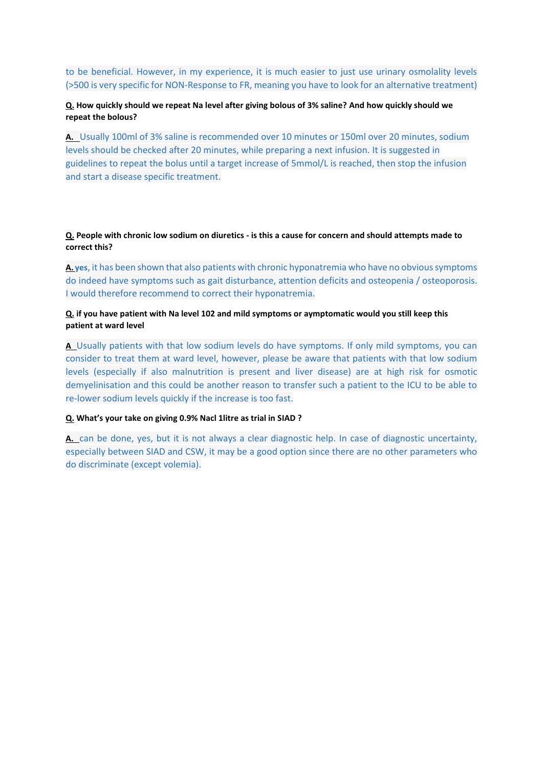to be beneficial. However, in my experience, it is much easier to just use urinary osmolality levels (>500 is very specific for NON-Response to FR, meaning you have to look for an alternative treatment)

**Q. How quickly should we repeat Na level after giving bolous of 3% saline? And how quickly should we repeat the bolous?**

**A.** Usually 100ml of 3% saline is recommended over 10 minutes or 150ml over 20 minutes, sodium levels should be checked after 20 minutes, while preparing a next infusion. It is suggested in guidelines to repeat the bolus until a target increase of 5mmol/L is reached, then stop the infusion and start a disease specific treatment.

**Q. People with chronic low sodium on diuretics - is this a cause for concern and should attempts made to correct this?**

**A. yes**, it has been shown that also patients with chronic hyponatremia who have no obvious symptoms do indeed have symptoms such as gait disturbance, attention deficits and osteopenia / osteoporosis. I would therefore recommend to correct their hyponatremia.

**Q. if you have patient with Na level 102 and mild symptoms or aymptomatic would you still keep this patient at ward level**

**A** Usually patients with that low sodium levels do have symptoms. If only mild symptoms, you can consider to treat them at ward level, however, please be aware that patients with that low sodium levels (especially if also malnutrition is present and liver disease) are at high risk for osmotic demyelinisation and this could be another reason to transfer such a patient to the ICU to be able to re-lower sodium levels quickly if the increase is too fast.

**Q. What's your take on giving 0.9% Nacl 1litre as trial in SIAD ?**

**A.** can be done, yes, but it is not always a clear diagnostic help. In case of diagnostic uncertainty, especially between SIAD and CSW, it may be a good option since there are no other parameters who do discriminate (except volemia).